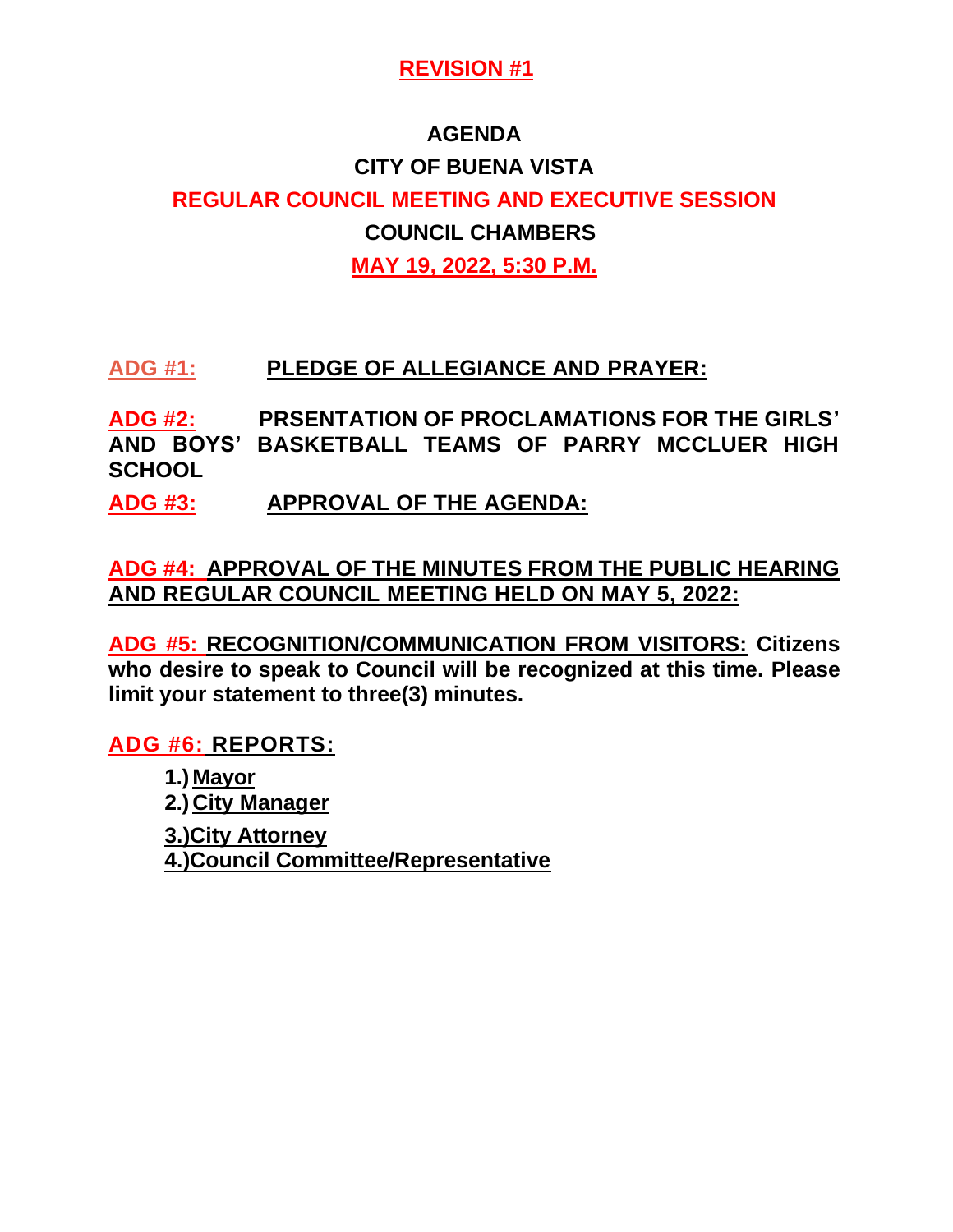**REVISION #1**

# AGENDA

## CITY OF BUENA VISTA

## REGULAR COUNCIL MEETING AND EXECUTIVE SESSION

## COUNCIL CHAMBERS

## MAY 19, 2022, 5:30 P.M.

**ADG #1: PLEDGE OF ALLEGIANCE AND PRAYER:**

**ADG #2: PRSENTATION OF PROCLAMATIONS FOR THE GIRLS' AND BOYS' BASKETBALL TEAMS OF PARRY MCCLUER HIGH SCHOOL**

**ADG #3: APPROVAL OF THE AGENDA:**

**ADG #4: APPROVAL OF THE MINUTES FROM THE PUBLIC HEARING AND REGULAR COUNCIL MEETING HELD ON MAY 5, 2022:**

**ADG #5: RECOGNITION/COMMUNICATION FROM VISITORS: Citizens who desire to speak to Council will be recognized at this time. Please limit your statement to three(3) minutes.**

**ADG #6: REPORTS:**

1.) **Mayor**
2.) **City Manager**
3.) **City Attorney**
4.) **Council Committee/Representative**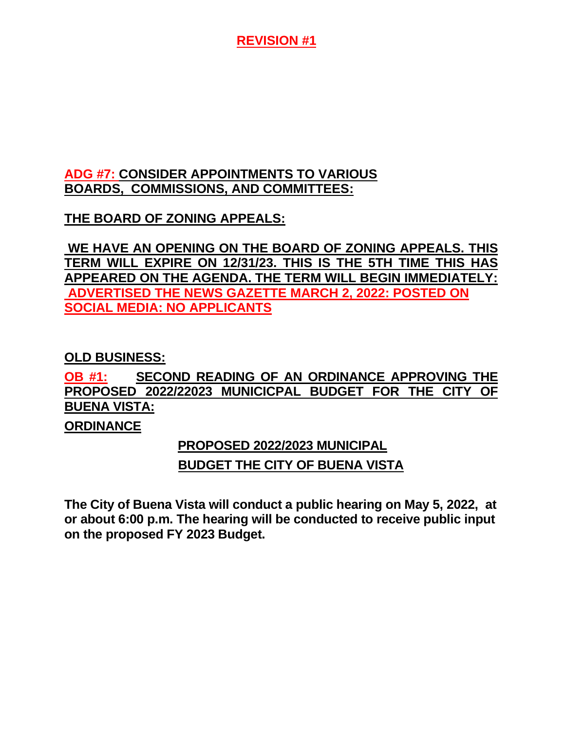**REVISION #1**

**ADG #7: CONSIDER APPOINTMENTS TO VARIOUS BOARDS, COMMISSIONS, AND COMMITTEES:**

**THE BOARD OF ZONING APPEALS:**

**WE HAVE AN OPENING ON THE BOARD OF ZONING APPEALS. THIS TERM WILL EXPIRE ON 12/31/23. THIS IS THE 5TH TIME THIS HAS APPEARED ON THE AGENDA. THE TERM WILL BEGIN IMMEDIATELY: ADVERTISED THE NEWS GAZETTE MARCH 2, 2022: POSTED ON SOCIAL MEDIA: NO APPLICANTS**

**OLD BUSINESS:**

**OB #1: SECOND READING OF AN ORDINANCE APPROVING THE PROPOSED 2022/22023 MUNICICPAL BUDGET FOR THE CITY OF BUENA VISTA:**

**ORDINANCE**

**PROPOSED 2022/2023 MUNICIPAL BUDGET THE CITY OF BUENA VISTA**

**The City of Buena Vista will conduct a public hearing on May 5, 2022, at or about 6:00 p.m. The hearing will be conducted to receive public input on the proposed FY 2023 Budget.**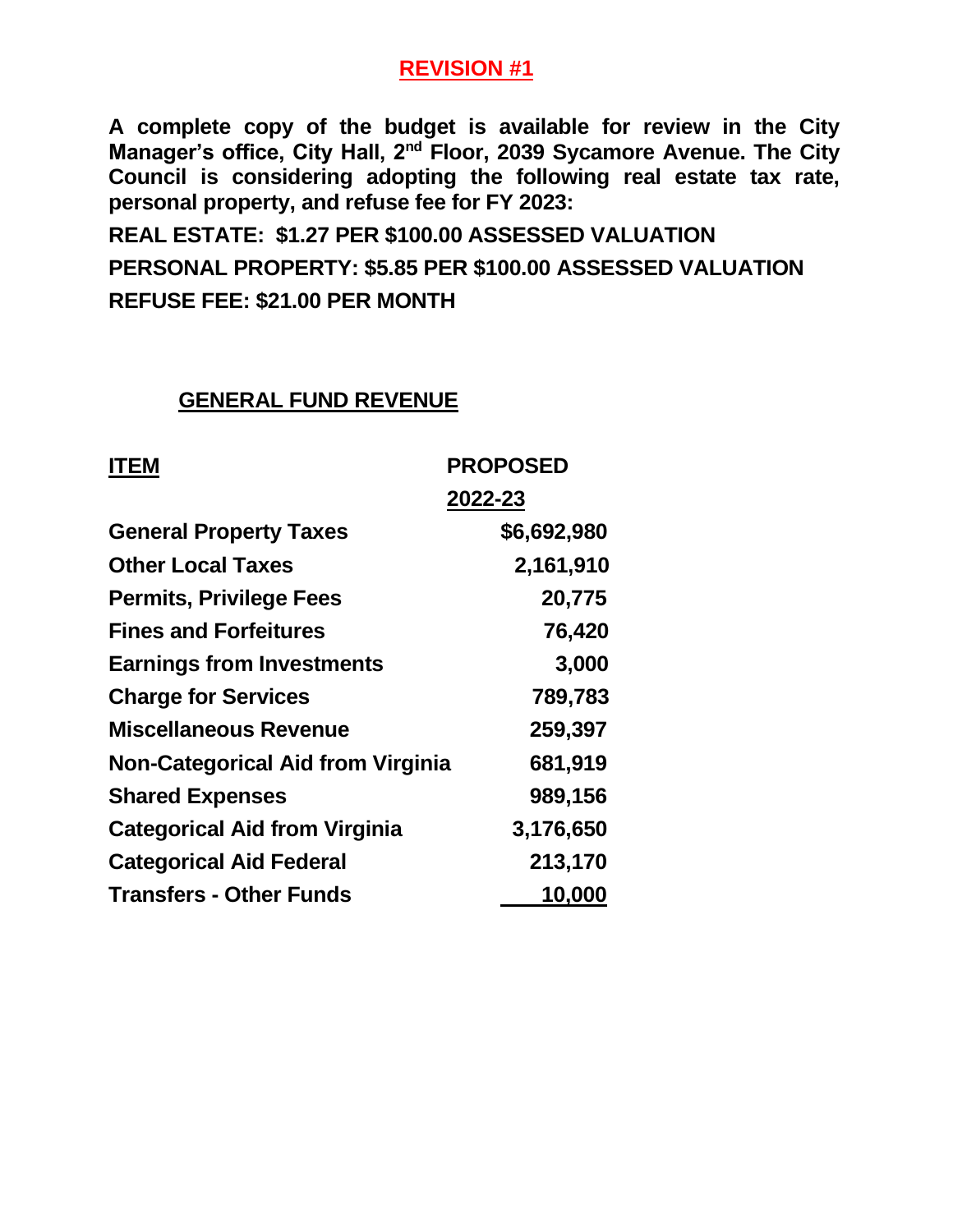**REVISION #1**

**A complete copy of the budget is available for review in the City Manager's office, City Hall, 2nd Floor, 2039 Sycamore Avenue. The City Council is considering adopting the following real estate tax rate, personal property, and refuse fee for FY 2023:**

**REAL ESTATE: $1.27 PER $100.00 ASSESSED VALUATION**

**PERSONAL PROPERTY: $5.85 PER $100.00 ASSESSED VALUATION**

**REFUSE FEE: $21.00 PER MONTH**

## GENERAL FUND REVENUE

| ITEM | PROPOSED 2022-23 |
|---|---|
| General Property Taxes | $6,692,980 |
| Other Local Taxes | 2,161,910 |
| Permits, Privilege Fees | 20,775 |
| Fines and Forfeitures | 76,420 |
| Earnings from Investments | 3,000 |
| Charge for Services | 789,783 |
| Miscellaneous Revenue | 259,397 |
| Non-Categorical Aid from Virginia | 681,919 |
| Shared Expenses | 989,156 |
| Categorical Aid from Virginia | 3,176,650 |
| Categorical Aid Federal | 213,170 |
| Transfers - Other Funds | 10,000 |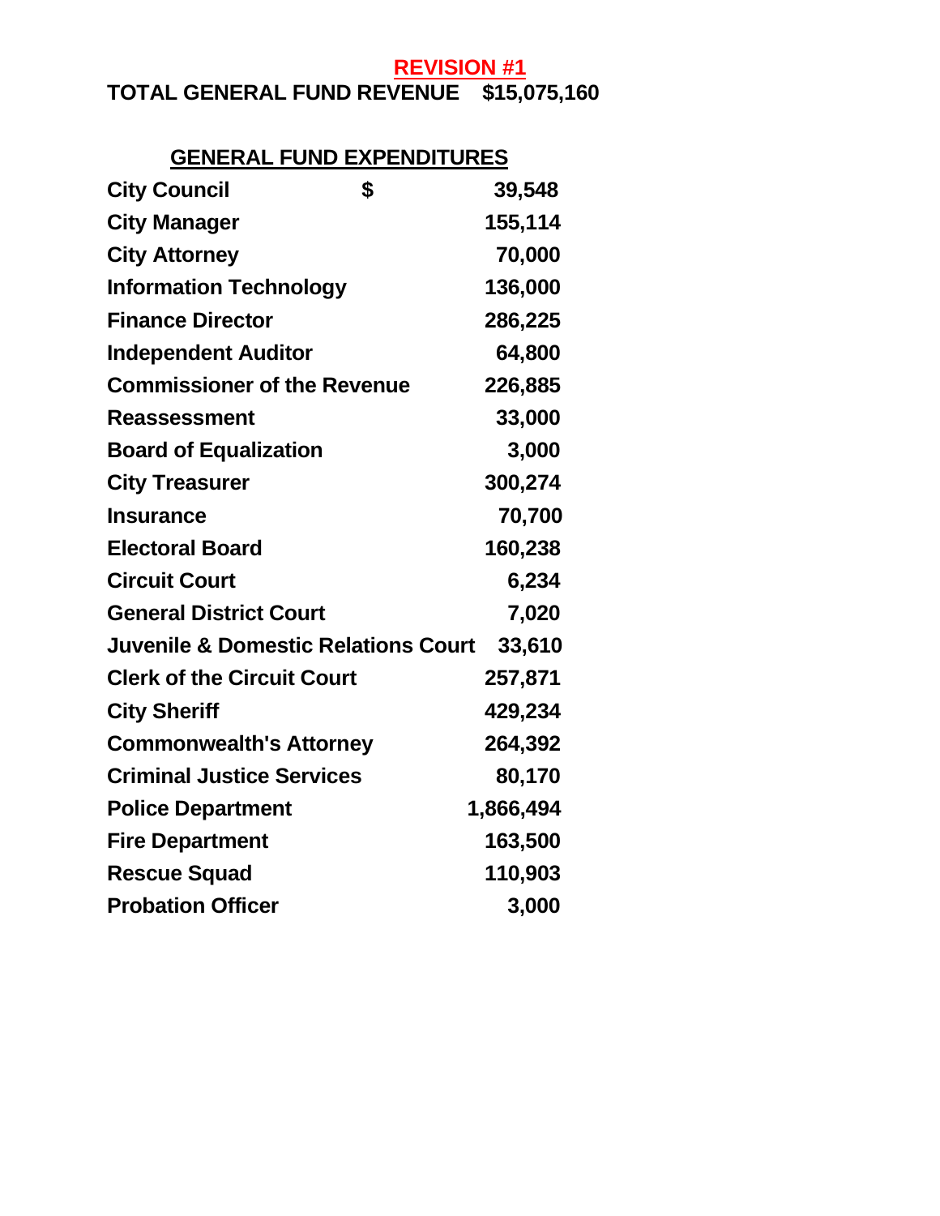**REVISION #1**

**TOTAL GENERAL FUND REVENUE $15,075,160**

## GENERAL FUND EXPENDITURES

| | | |
|---|---|---|
| City Council | $ | 39,548 |
| City Manager | | 155,114 |
| City Attorney | | 70,000 |
| Information Technology | | 136,000 |
| Finance Director | | 286,225 |
| Independent Auditor | | 64,800 |
| Commissioner of the Revenue | | 226,885 |
| Reassessment | | 33,000 |
| Board of Equalization | | 3,000 |
| City Treasurer | | 300,274 |
| Insurance | | 70,700 |
| Electoral Board | | 160,238 |
| Circuit Court | | 6,234 |
| General District Court | | 7,020 |
| Juvenile & Domestic Relations Court | | 33,610 |
| Clerk of the Circuit Court | | 257,871 |
| City Sheriff | | 429,234 |
| Commonwealth's Attorney | | 264,392 |
| Criminal Justice Services | | 80,170 |
| Police Department | | 1,866,494 |
| Fire Department | | 163,500 |
| Rescue Squad | | 110,903 |
| Probation Officer | | 3,000 |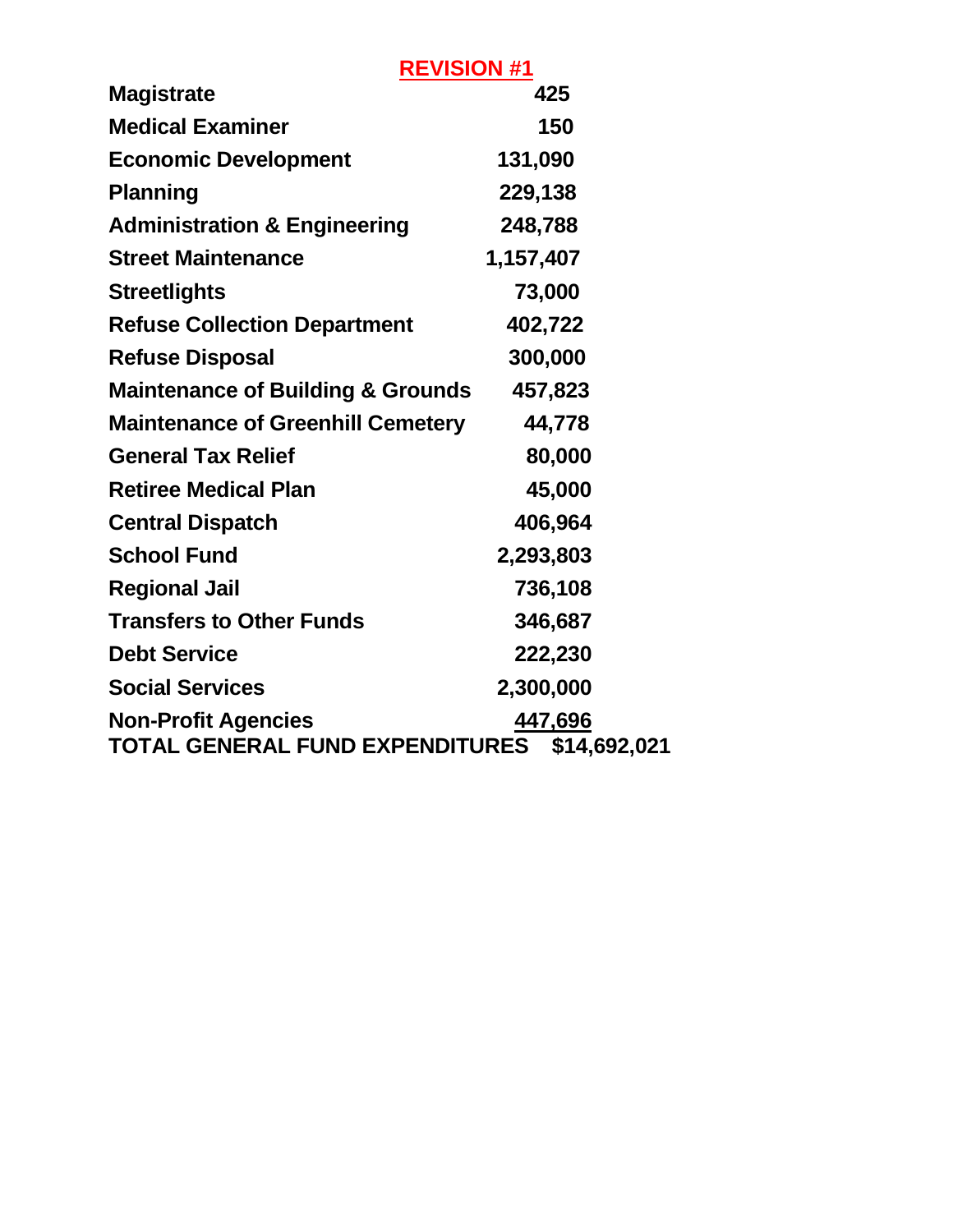**REVISION #1**

| | |
|---|---|
| **Magistrate** | **425** |
| **Medical Examiner** | **150** |
| **Economic Development** | **131,090** |
| **Planning** | **229,138** |
| **Administration & Engineering** | **248,788** |
| **Street Maintenance** | **1,157,407** |
| **Streetlights** | **73,000** |
| **Refuse Collection Department** | **402,722** |
| **Refuse Disposal** | **300,000** |
| **Maintenance of Building & Grounds** | **457,823** |
| **Maintenance of Greenhill Cemetery** | **44,778** |
| **General Tax Relief** | **80,000** |
| **Retiree Medical Plan** | **45,000** |
| **Central Dispatch** | **406,964** |
| **School Fund** | **2,293,803** |
| **Regional Jail** | **736,108** |
| **Transfers to Other Funds** | **346,687** |
| **Debt Service** | **222,230** |
| **Social Services** | **2,300,000** |
| **Non-Profit Agencies** | **447,696** |
| **TOTAL GENERAL FUND EXPENDITURES** | **$14,692,021** |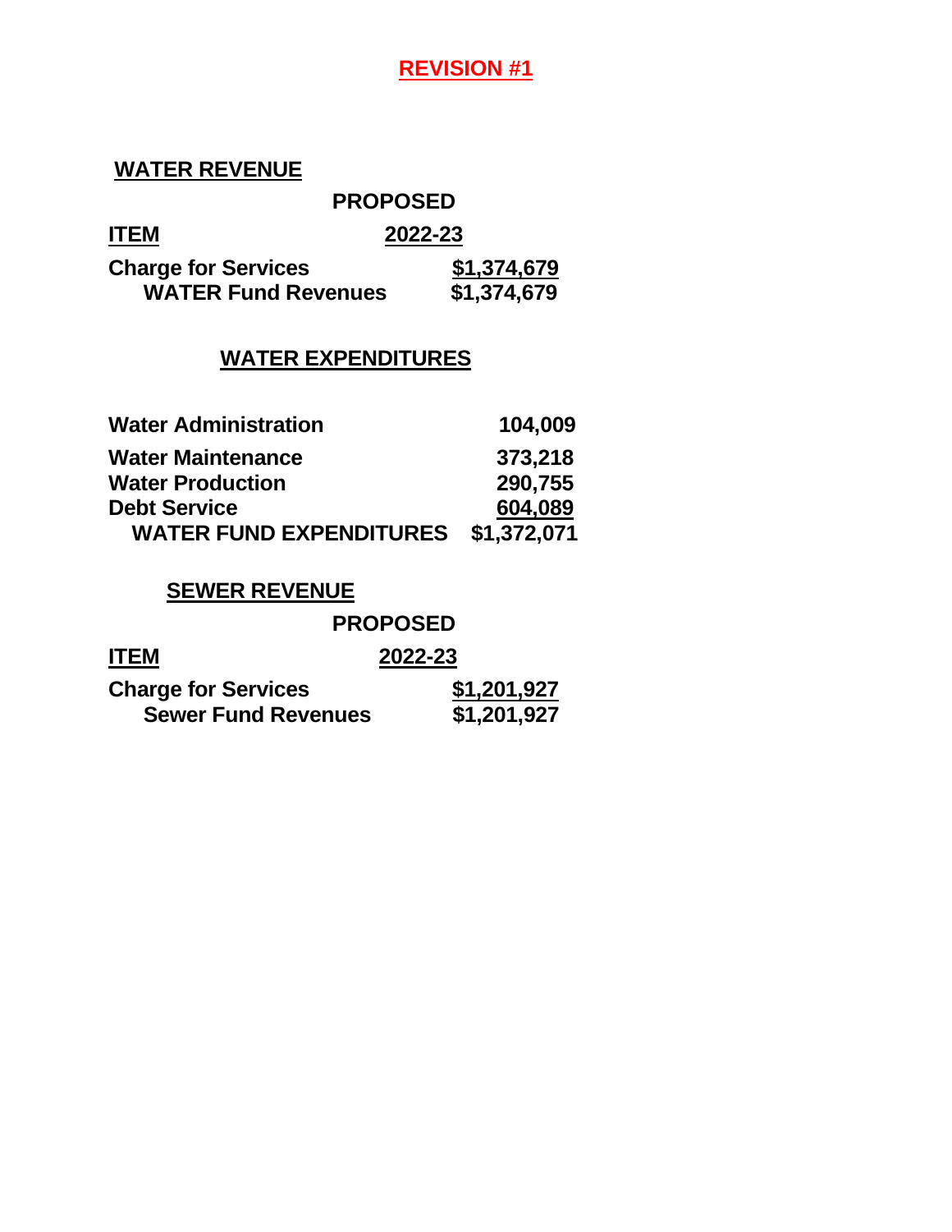**REVISION #1**

## WATER REVENUE

| ITEM | PROPOSED 2022-23 |
|---|---|
| Charge for Services | $1,374,679 |
| WATER Fund Revenues | $1,374,679 |

## WATER EXPENDITURES

| | |
|---|---|
| Water Administration | 104,009 |
| Water Maintenance | 373,218 |
| Water Production | 290,755 |
| Debt Service | 604,089 |
| WATER FUND EXPENDITURES | $1,372,071 |

## SEWER REVENUE

| ITEM | PROPOSED 2022-23 |
|---|---|
| Charge for Services | $1,201,927 |
| Sewer Fund Revenues | $1,201,927 |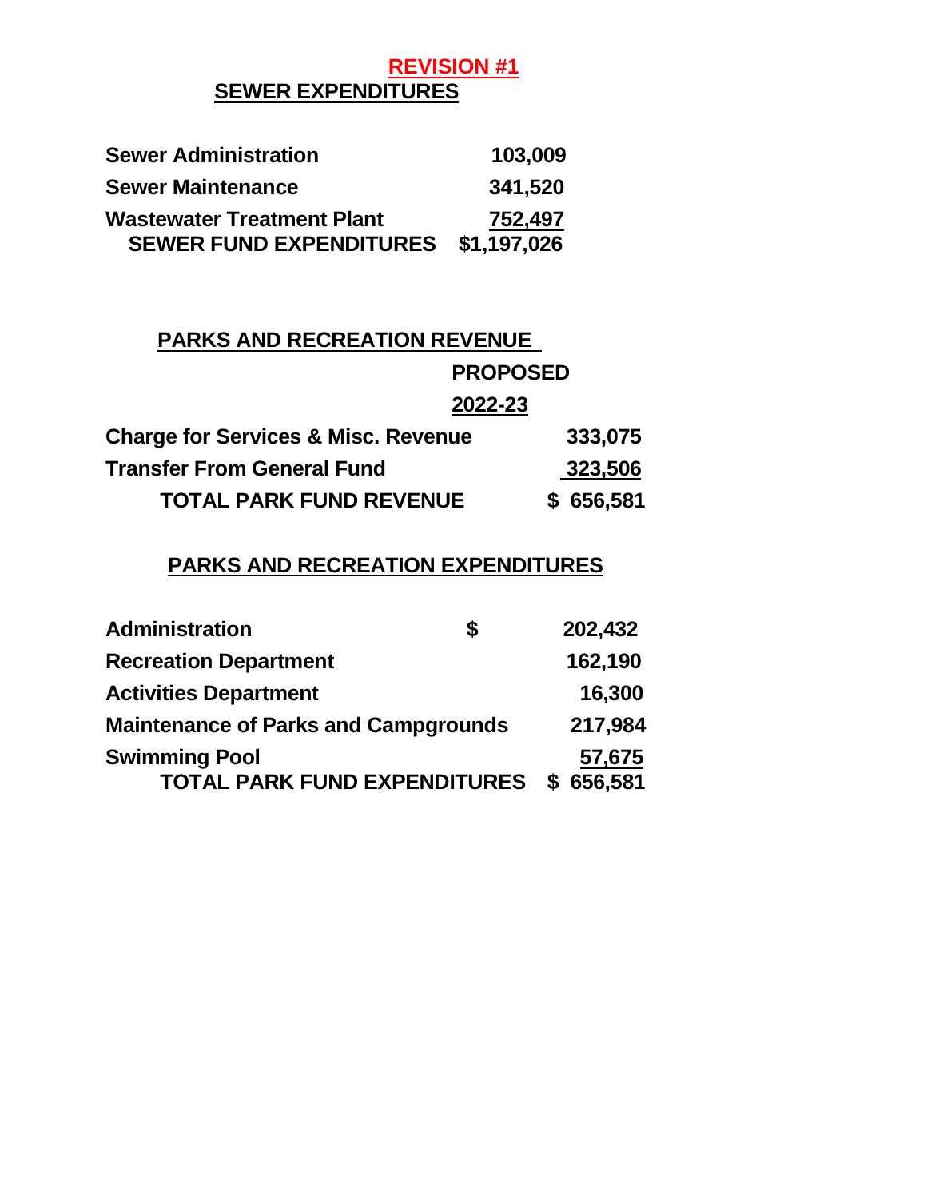**REVISION #1**

## SEWER EXPENDITURES

| | |
|---|---|
| **Sewer Administration** | **103,009** |
| **Sewer Maintenance** | **341,520** |
| **Wastewater Treatment Plant** | **752,497** |
| **SEWER FUND EXPENDITURES** | **$1,197,026** |

## PARKS AND RECREATION REVENUE

| | **PROPOSED 2022-23** |
|---|---|
| **Charge for Services & Misc. Revenue** | **333,075** |
| **Transfer From General Fund** | **323,506** |
| **TOTAL PARK FUND REVENUE** | **$ 656,581** |

## PARKS AND RECREATION EXPENDITURES

| | |
|---|---|
| **Administration** | **$ 202,432** |
| **Recreation Department** | **162,190** |
| **Activities Department** | **16,300** |
| **Maintenance of Parks and Campgrounds** | **217,984** |
| **Swimming Pool** | **57,675** |
| **TOTAL PARK FUND EXPENDITURES** | **$ 656,581** |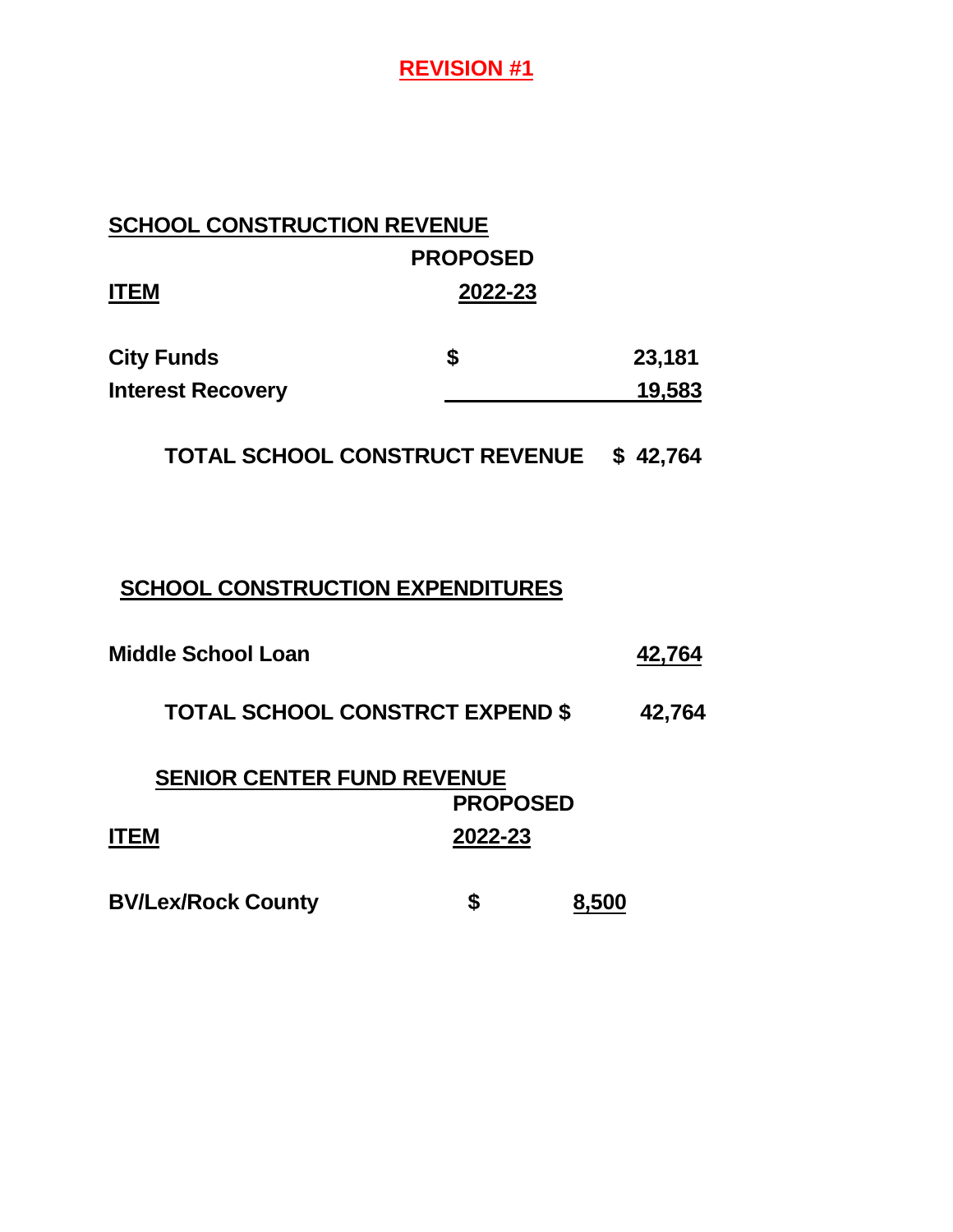**REVISION #1**

## SCHOOL CONSTRUCTION REVENUE

| ITEM | PROPOSED 2022-23 | |
|---|---|---|
| City Funds | $ | 23,181 |
| Interest Recovery | | 19,583 |
| **TOTAL SCHOOL CONSTRUCT REVENUE** | | **$ 42,764** |

## SCHOOL CONSTRUCTION EXPENDITURES

| | |
|---|---|
| Middle School Loan | 42,764 |
| **TOTAL SCHOOL CONSTRCT EXPEND $** | **42,764** |

## SENIOR CENTER FUND REVENUE

| ITEM | PROPOSED 2022-23 | |
|---|---|---|
| BV/Lex/Rock County | $ | 8,500 |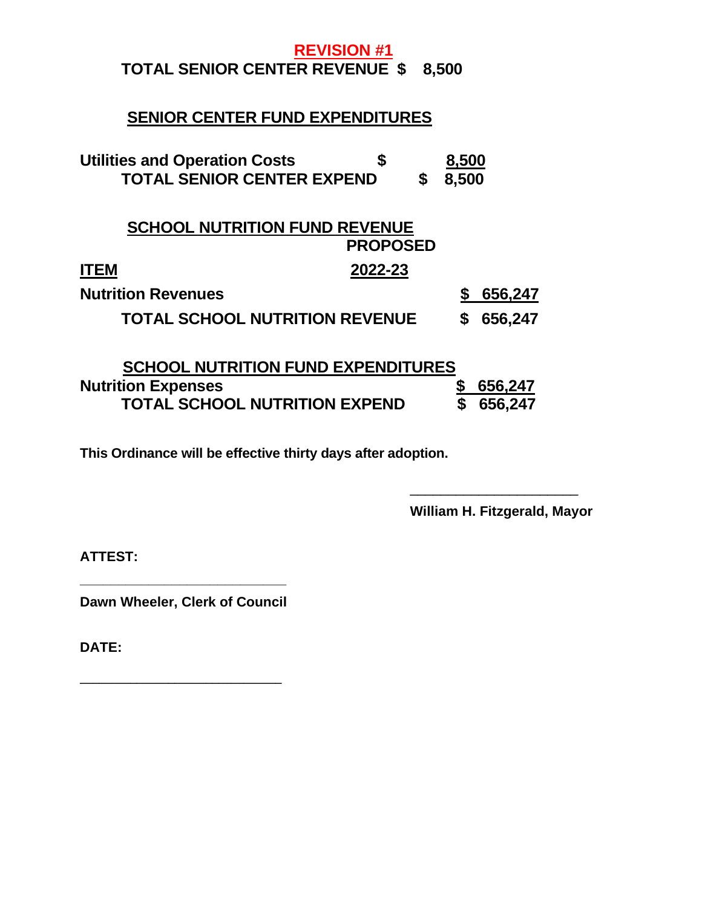**REVISION #1**

**TOTAL SENIOR CENTER REVENUE $ 8,500**

**SENIOR CENTER FUND EXPENDITURES**

| | | |
|---|---|---|
| **Utilities and Operation Costs** | **$** | **8,500** |
| **TOTAL SENIOR CENTER EXPEND** | **$** | **8,500** |

**SCHOOL NUTRITION FUND REVENUE**

| **ITEM** | **PROPOSED 2022-23** |
|---|---|
| **Nutrition Revenues** | **$ 656,247** |
| **TOTAL SCHOOL NUTRITION REVENUE** | **$ 656,247** |

**SCHOOL NUTRITION FUND EXPENDITURES**

| | |
|---|---|
| **Nutrition Expenses** | **$ 656,247** |
| **TOTAL SCHOOL NUTRITION EXPEND** | **$ 656,247** |

**This Ordinance will be effective thirty days after adoption.**

\_\_\_\_\_\_\_\_\_\_\_\_\_\_\_\_\_\_\_\_\_\_\_\_

**William H. Fitzgerald, Mayor**

**ATTEST:**

\_\_\_\_\_\_\_\_\_\_\_\_\_\_\_\_\_\_\_\_\_\_\_\_

**Dawn Wheeler, Clerk of Council**

**DATE:**

\_\_\_\_\_\_\_\_\_\_\_\_\_\_\_\_\_\_\_\_\_\_\_\_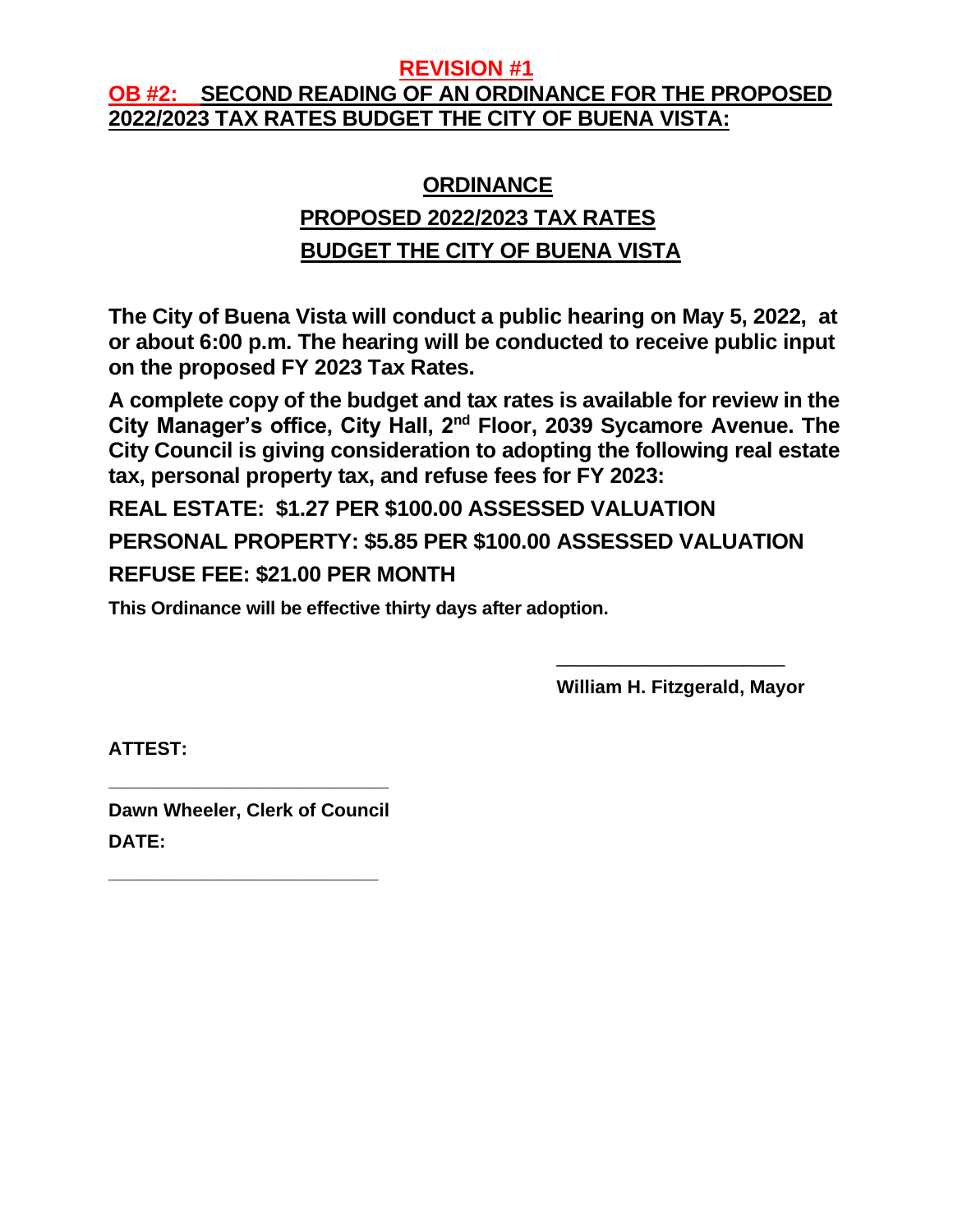**REVISION #1**

## OB #2: SECOND READING OF AN ORDINANCE FOR THE PROPOSED 2022/2023 TAX RATES BUDGET THE CITY OF BUENA VISTA:

# ORDINANCE

## PROPOSED 2022/2023 TAX RATES

## BUDGET THE CITY OF BUENA VISTA

**The City of Buena Vista will conduct a public hearing on May 5, 2022, at or about 6:00 p.m. The hearing will be conducted to receive public input on the proposed FY 2023 Tax Rates.**

**A complete copy of the budget and tax rates is available for review in the City Manager's office, City Hall, 2nd Floor, 2039 Sycamore Avenue. The City Council is giving consideration to adopting the following real estate tax, personal property tax, and refuse fees for FY 2023:**

**REAL ESTATE: $1.27 PER $100.00 ASSESSED VALUATION**

**PERSONAL PROPERTY: $5.85 PER $100.00 ASSESSED VALUATION**

**REFUSE FEE: $21.00 PER MONTH**

**This Ordinance will be effective thirty days after adoption.**

\_\_\_\_\_\_\_\_\_\_\_\_\_\_\_\_\_\_\_\_\_\_

**William H. Fitzgerald, Mayor**

**ATTEST:**

\_\_\_\_\_\_\_\_\_\_\_\_\_\_\_\_\_\_\_\_\_\_\_\_\_\_\_

**Dawn Wheeler, Clerk of Council**

**DATE:**

\_\_\_\_\_\_\_\_\_\_\_\_\_\_\_\_\_\_\_\_\_\_\_\_\_\_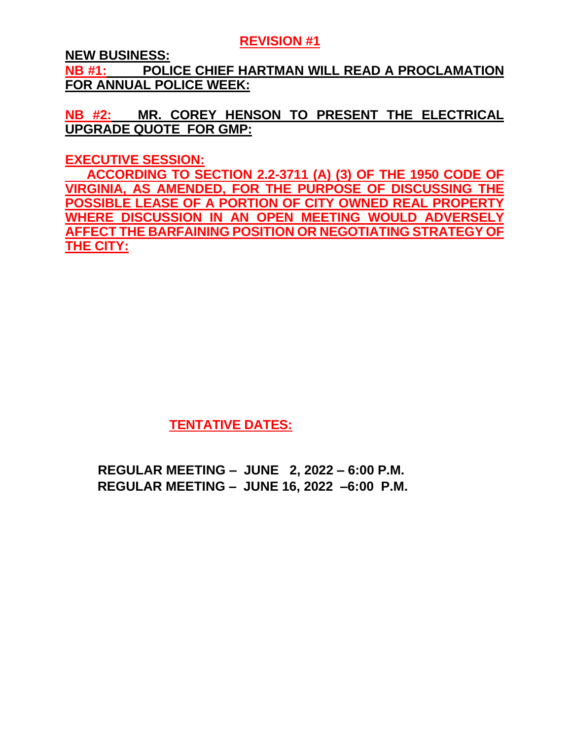**REVISION #1**

**NEW BUSINESS:**

**NB #1: POLICE CHIEF HARTMAN WILL READ A PROCLAMATION FOR ANNUAL POLICE WEEK:**

**NB #2: MR. COREY HENSON TO PRESENT THE ELECTRICAL UPGRADE QUOTE FOR GMP:**

**EXECUTIVE SESSION:**

**ACCORDING TO SECTION 2.2-3711 (A) (3) OF THE 1950 CODE OF VIRGINIA, AS AMENDED, FOR THE PURPOSE OF DISCUSSING THE POSSIBLE LEASE OF A PORTION OF CITY OWNED REAL PROPERTY WHERE DISCUSSION IN AN OPEN MEETING WOULD ADVERSELY AFFECT THE BARFAINING POSITION OR NEGOTIATING STRATEGY OF THE CITY:**

**TENTATIVE DATES:**

**REGULAR MEETING – JUNE 2, 2022 – 6:00 P.M.**
**REGULAR MEETING – JUNE 16, 2022 –6:00 P.M.**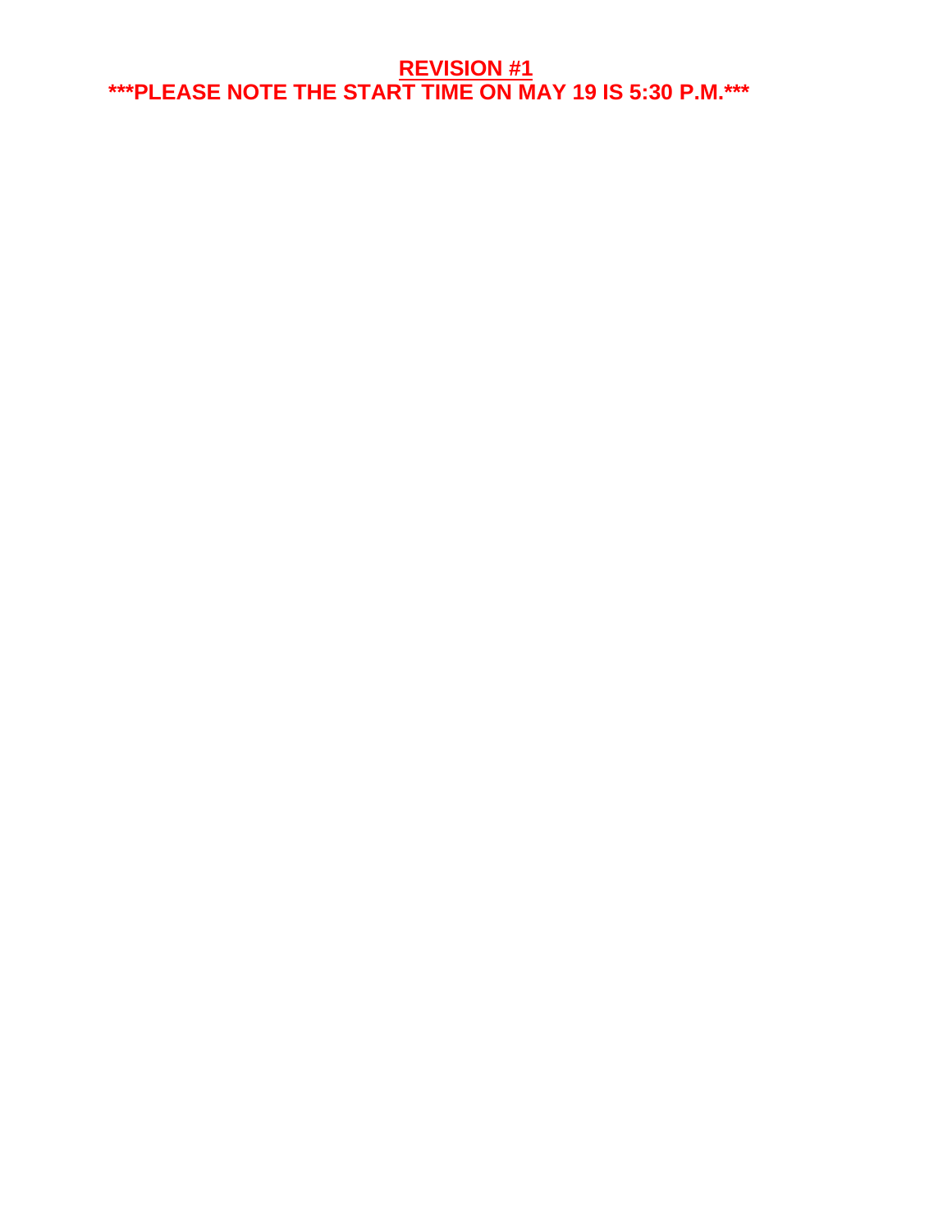**REVISION #1**

**\*\*\*PLEASE NOTE THE START TIME ON MAY 19 IS 5:30 P.M.\*\*\***

**REVISION #1**

***PLEASE NOTE THE START TIME ON MAY 19 IS 5:30 P.M.***